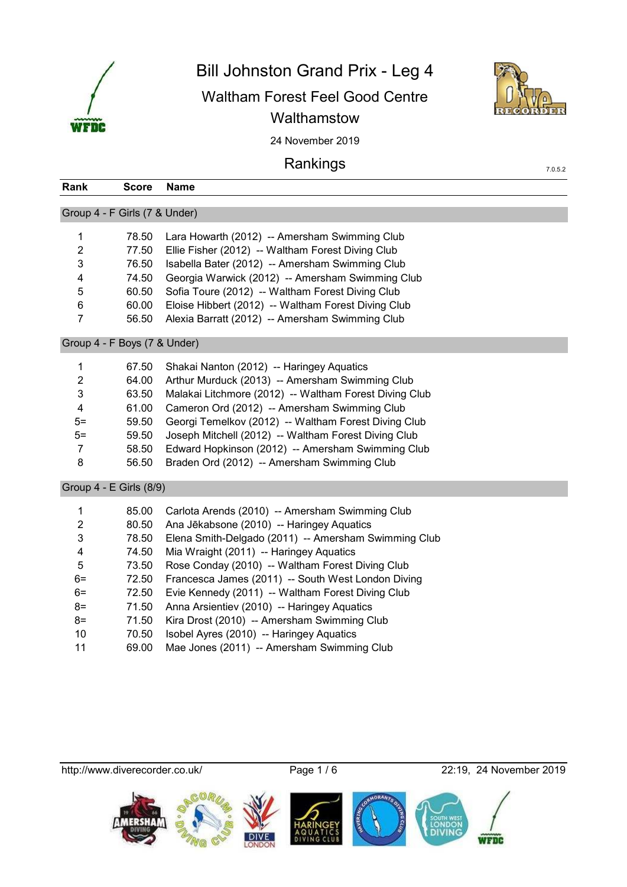# Bill Johnston Grand Prix - Leg 4

## Waltham Forest Feel Good Centre

## Walthamstow

24 November 2019

## Rankings

7.0.5.2

| Rank | Score | Name |
|---|---|---|
| **Group 4 - F Girls (7 & Under)** | | |
| 1 | 78.50 | Lara Howarth (2012) -- Amersham Swimming Club |
| 2 | 77.50 | Ellie Fisher (2012) -- Waltham Forest Diving Club |
| 3 | 76.50 | Isabella Bater (2012) -- Amersham Swimming Club |
| 4 | 74.50 | Georgia Warwick (2012) -- Amersham Swimming Club |
| 5 | 60.50 | Sofia Toure (2012) -- Waltham Forest Diving Club |
| 6 | 60.00 | Eloise Hibbert (2012) -- Waltham Forest Diving Club |
| 7 | 56.50 | Alexia Barratt (2012) -- Amersham Swimming Club |
| **Group 4 - F Boys (7 & Under)** | | |
| 1 | 67.50 | Shakai Nanton (2012) -- Haringey Aquatics |
| 2 | 64.00 | Arthur Murduck (2013) -- Amersham Swimming Club |
| 3 | 63.50 | Malakai Litchmore (2012) -- Waltham Forest Diving Club |
| 4 | 61.00 | Cameron Ord (2012) -- Amersham Swimming Club |
| 5= | 59.50 | Georgi Temelkov (2012) -- Waltham Forest Diving Club |
| 5= | 59.50 | Joseph Mitchell (2012) -- Waltham Forest Diving Club |
| 7 | 58.50 | Edward Hopkinson (2012) -- Amersham Swimming Club |
| 8 | 56.50 | Braden Ord (2012) -- Amersham Swimming Club |
| **Group 4 - E Girls (8/9)** | | |
| 1 | 85.00 | Carlota Arends (2010) -- Amersham Swimming Club |
| 2 | 80.50 | Ana Jēkabsone (2010) -- Haringey Aquatics |
| 3 | 78.50 | Elena Smith-Delgado (2011) -- Amersham Swimming Club |
| 4 | 74.50 | Mia Wraight (2011) -- Haringey Aquatics |
| 5 | 73.50 | Rose Conday (2010) -- Waltham Forest Diving Club |
| 6= | 72.50 | Francesca James (2011) -- South West London Diving |
| 6= | 72.50 | Evie Kennedy (2011) -- Waltham Forest Diving Club |
| 8= | 71.50 | Anna Arsientiev (2010) -- Haringey Aquatics |
| 8= | 71.50 | Kira Drost (2010) -- Amersham Swimming Club |
| 10 | 70.50 | Isobel Ayres (2010) -- Haringey Aquatics |
| 11 | 69.00 | Mae Jones (2011) -- Amersham Swimming Club |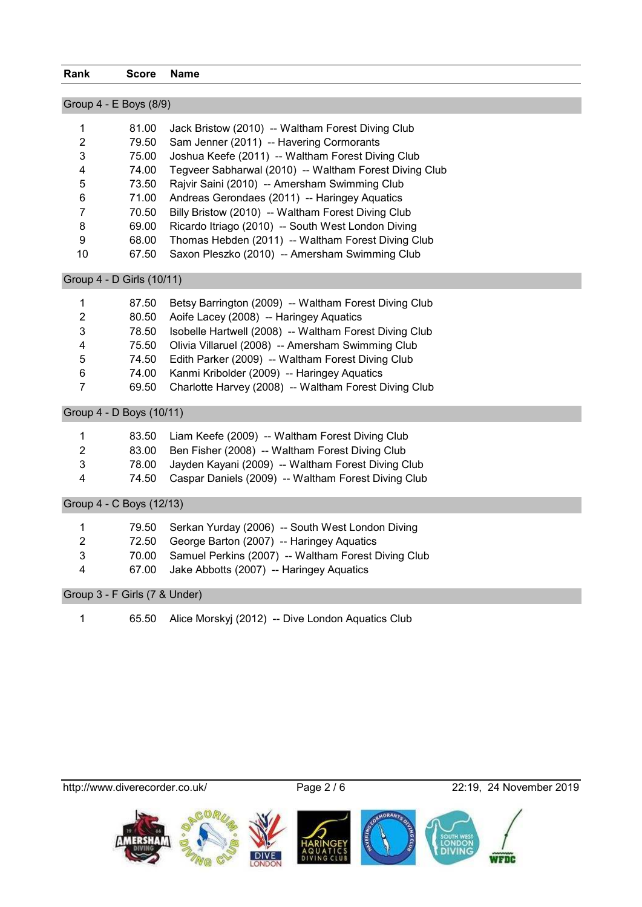| Rank | Score | Name |
|---|---|---|
| **Group 4 - E Boys (8/9)** | | |
| 1 | 81.00 | Jack Bristow (2010) -- Waltham Forest Diving Club |
| 2 | 79.50 | Sam Jenner (2011) -- Havering Cormorants |
| 3 | 75.00 | Joshua Keefe (2011) -- Waltham Forest Diving Club |
| 4 | 74.00 | Tegveer Sabharwal (2010) -- Waltham Forest Diving Club |
| 5 | 73.50 | Rajvir Saini (2010) -- Amersham Swimming Club |
| 6 | 71.00 | Andreas Gerondaes (2011) -- Haringey Aquatics |
| 7 | 70.50 | Billy Bristow (2010) -- Waltham Forest Diving Club |
| 8 | 69.00 | Ricardo Itriago (2010) -- South West London Diving |
| 9 | 68.00 | Thomas Hebden (2011) -- Waltham Forest Diving Club |
| 10 | 67.50 | Saxon Pleszko (2010) -- Amersham Swimming Club |
| **Group 4 - D Girls (10/11)** | | |
| 1 | 87.50 | Betsy Barrington (2009) -- Waltham Forest Diving Club |
| 2 | 80.50 | Aoife Lacey (2008) -- Haringey Aquatics |
| 3 | 78.50 | Isobelle Hartwell (2008) -- Waltham Forest Diving Club |
| 4 | 75.50 | Olivia Villaruel (2008) -- Amersham Swimming Club |
| 5 | 74.50 | Edith Parker (2009) -- Waltham Forest Diving Club |
| 6 | 74.00 | Kanmi Kribolder (2009) -- Haringey Aquatics |
| 7 | 69.50 | Charlotte Harvey (2008) -- Waltham Forest Diving Club |
| **Group 4 - D Boys (10/11)** | | |
| 1 | 83.50 | Liam Keefe (2009) -- Waltham Forest Diving Club |
| 2 | 83.00 | Ben Fisher (2008) -- Waltham Forest Diving Club |
| 3 | 78.00 | Jayden Kayani (2009) -- Waltham Forest Diving Club |
| 4 | 74.50 | Caspar Daniels (2009) -- Waltham Forest Diving Club |
| **Group 4 - C Boys (12/13)** | | |
| 1 | 79.50 | Serkan Yurday (2006) -- South West London Diving |
| 2 | 72.50 | George Barton (2007) -- Haringey Aquatics |
| 3 | 70.00 | Samuel Perkins (2007) -- Waltham Forest Diving Club |
| 4 | 67.00 | Jake Abbotts (2007) -- Haringey Aquatics |
| **Group 3 - F Girls (7 & Under)** | | |
| 1 | 65.50 | Alice Morskyj (2012) -- Dive London Aquatics Club |

http://www.diverecorder.co.uk/

22:19, 24 November 2019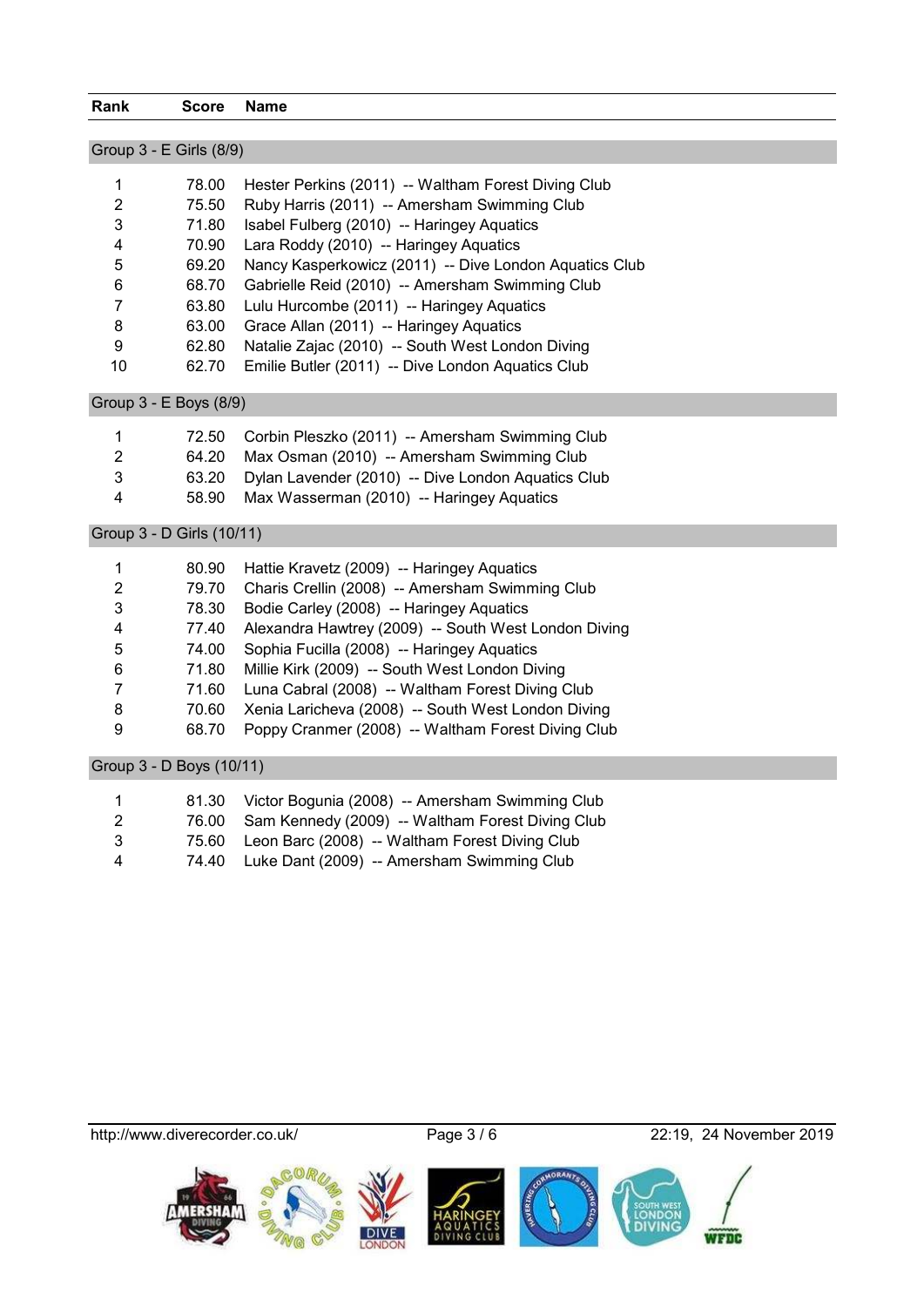| Rank | Score | Name |
|---|---|---|
| **Group 3 - E Girls (8/9)** | | |
| 1 | 78.00 | Hester Perkins (2011) -- Waltham Forest Diving Club |
| 2 | 75.50 | Ruby Harris (2011) -- Amersham Swimming Club |
| 3 | 71.80 | Isabel Fulberg (2010) -- Haringey Aquatics |
| 4 | 70.90 | Lara Roddy (2010) -- Haringey Aquatics |
| 5 | 69.20 | Nancy Kasperkowicz (2011) -- Dive London Aquatics Club |
| 6 | 68.70 | Gabrielle Reid (2010) -- Amersham Swimming Club |
| 7 | 63.80 | Lulu Hurcombe (2011) -- Haringey Aquatics |
| 8 | 63.00 | Grace Allan (2011) -- Haringey Aquatics |
| 9 | 62.80 | Natalie Zajac (2010) -- South West London Diving |
| 10 | 62.70 | Emilie Butler (2011) -- Dive London Aquatics Club |
| **Group 3 - E Boys (8/9)** | | |
| 1 | 72.50 | Corbin Pleszko (2011) -- Amersham Swimming Club |
| 2 | 64.20 | Max Osman (2010) -- Amersham Swimming Club |
| 3 | 63.20 | Dylan Lavender (2010) -- Dive London Aquatics Club |
| 4 | 58.90 | Max Wasserman (2010) -- Haringey Aquatics |
| **Group 3 - D Girls (10/11)** | | |
| 1 | 80.90 | Hattie Kravetz (2009) -- Haringey Aquatics |
| 2 | 79.70 | Charis Crellin (2008) -- Amersham Swimming Club |
| 3 | 78.30 | Bodie Carley (2008) -- Haringey Aquatics |
| 4 | 77.40 | Alexandra Hawtrey (2009) -- South West London Diving |
| 5 | 74.00 | Sophia Fucilla (2008) -- Haringey Aquatics |
| 6 | 71.80 | Millie Kirk (2009) -- South West London Diving |
| 7 | 71.60 | Luna Cabral (2008) -- Waltham Forest Diving Club |
| 8 | 70.60 | Xenia Laricheva (2008) -- South West London Diving |
| 9 | 68.70 | Poppy Cranmer (2008) -- Waltham Forest Diving Club |
| **Group 3 - D Boys (10/11)** | | |
| 1 | 81.30 | Victor Bogunia (2008) -- Amersham Swimming Club |
| 2 | 76.00 | Sam Kennedy (2009) -- Waltham Forest Diving Club |
| 3 | 75.60 | Leon Barc (2008) -- Waltham Forest Diving Club |
| 4 | 74.40 | Luke Dant (2009) -- Amersham Swimming Club |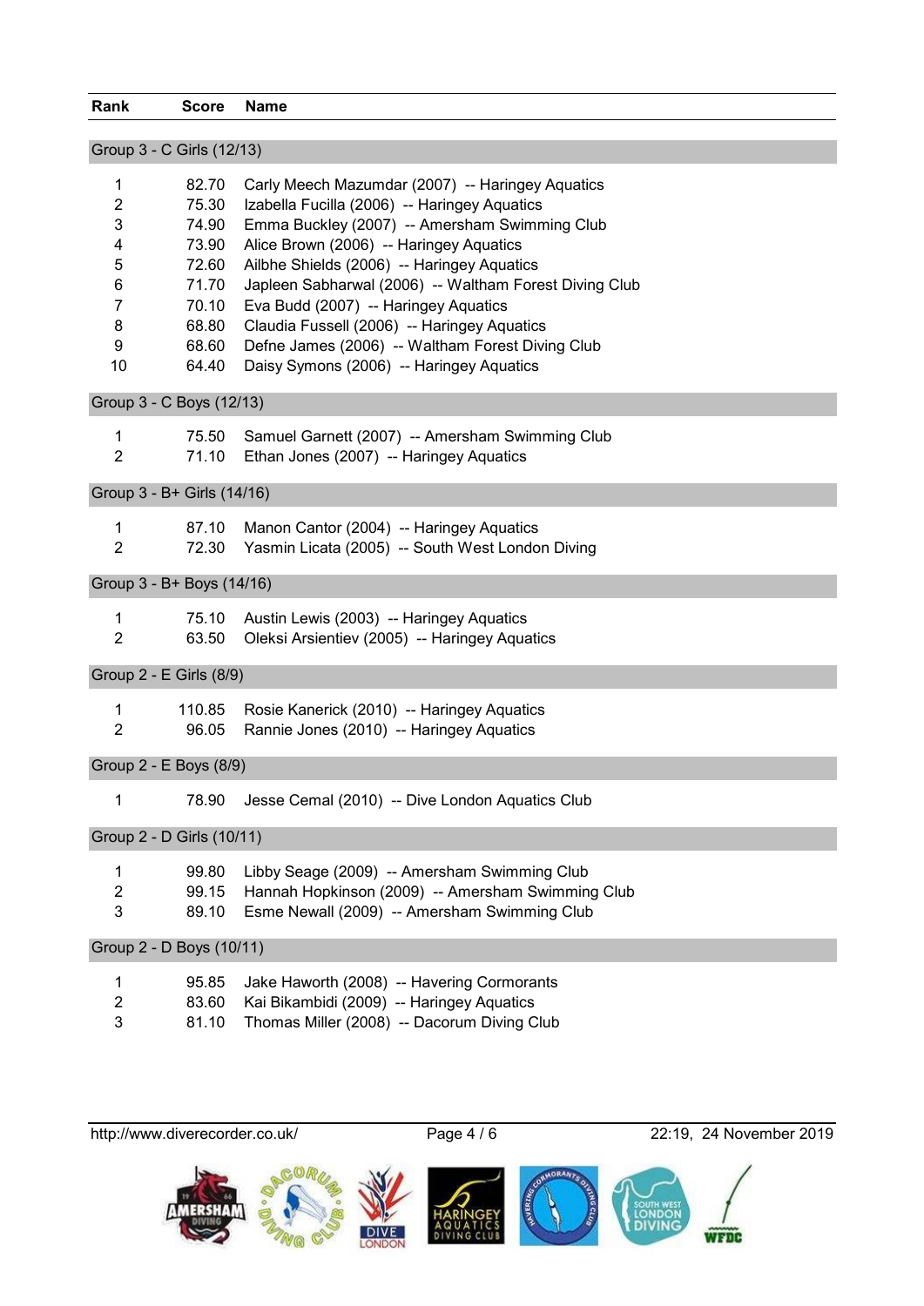| Rank | Score | Name |
|---|---|---|
| **Group 3 - C Girls (12/13)** | | |
| 1 | 82.70 | Carly Meech Mazumdar (2007) -- Haringey Aquatics |
| 2 | 75.30 | Izabella Fucilla (2006) -- Haringey Aquatics |
| 3 | 74.90 | Emma Buckley (2007) -- Amersham Swimming Club |
| 4 | 73.90 | Alice Brown (2006) -- Haringey Aquatics |
| 5 | 72.60 | Ailbhe Shields (2006) -- Haringey Aquatics |
| 6 | 71.70 | Japleen Sabharwal (2006) -- Waltham Forest Diving Club |
| 7 | 70.10 | Eva Budd (2007) -- Haringey Aquatics |
| 8 | 68.80 | Claudia Fussell (2006) -- Haringey Aquatics |
| 9 | 68.60 | Defne James (2006) -- Waltham Forest Diving Club |
| 10 | 64.40 | Daisy Symons (2006) -- Haringey Aquatics |
| **Group 3 - C Boys (12/13)** | | |
| 1 | 75.50 | Samuel Garnett (2007) -- Amersham Swimming Club |
| 2 | 71.10 | Ethan Jones (2007) -- Haringey Aquatics |
| **Group 3 - B+ Girls (14/16)** | | |
| 1 | 87.10 | Manon Cantor (2004) -- Haringey Aquatics |
| 2 | 72.30 | Yasmin Licata (2005) -- South West London Diving |
| **Group 3 - B+ Boys (14/16)** | | |
| 1 | 75.10 | Austin Lewis (2003) -- Haringey Aquatics |
| 2 | 63.50 | Oleksi Arsientiev (2005) -- Haringey Aquatics |
| **Group 2 - E Girls (8/9)** | | |
| 1 | 110.85 | Rosie Kanerick (2010) -- Haringey Aquatics |
| 2 | 96.05 | Rannie Jones (2010) -- Haringey Aquatics |
| **Group 2 - E Boys (8/9)** | | |
| 1 | 78.90 | Jesse Cemal (2010) -- Dive London Aquatics Club |
| **Group 2 - D Girls (10/11)** | | |
| 1 | 99.80 | Libby Seage (2009) -- Amersham Swimming Club |
| 2 | 99.15 | Hannah Hopkinson (2009) -- Amersham Swimming Club |
| 3 | 89.10 | Esme Newall (2009) -- Amersham Swimming Club |
| **Group 2 - D Boys (10/11)** | | |
| 1 | 95.85 | Jake Haworth (2008) -- Havering Cormorants |
| 2 | 83.60 | Kai Bikambidi (2009) -- Haringey Aquatics |
| 3 | 81.10 | Thomas Miller (2008) -- Dacorum Diving Club |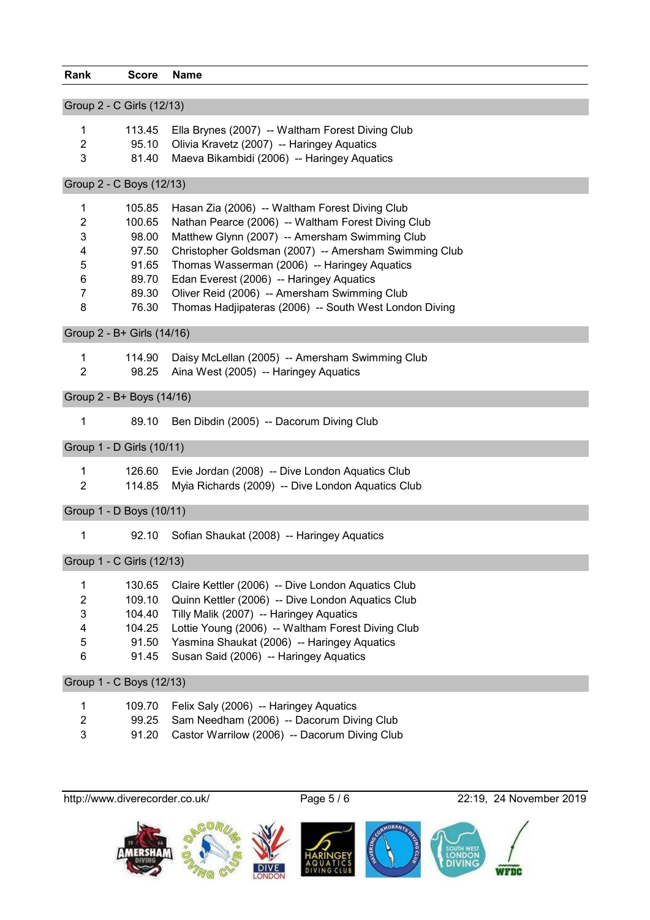| Rank | Score | Name |
|---|---|---|
| **Group 2 - C Girls (12/13)** | | |
| 1 | 113.45 | Ella Brynes (2007) -- Waltham Forest Diving Club |
| 2 | 95.10 | Olivia Kravetz (2007) -- Haringey Aquatics |
| 3 | 81.40 | Maeva Bikambidi (2006) -- Haringey Aquatics |
| **Group 2 - C Boys (12/13)** | | |
| 1 | 105.85 | Hasan Zia (2006) -- Waltham Forest Diving Club |
| 2 | 100.65 | Nathan Pearce (2006) -- Waltham Forest Diving Club |
| 3 | 98.00 | Matthew Glynn (2007) -- Amersham Swimming Club |
| 4 | 97.50 | Christopher Goldsman (2007) -- Amersham Swimming Club |
| 5 | 91.65 | Thomas Wasserman (2006) -- Haringey Aquatics |
| 6 | 89.70 | Edan Everest (2006) -- Haringey Aquatics |
| 7 | 89.30 | Oliver Reid (2006) -- Amersham Swimming Club |
| 8 | 76.30 | Thomas Hadjipateras (2006) -- South West London Diving |
| **Group 2 - B+ Girls (14/16)** | | |
| 1 | 114.90 | Daisy McLellan (2005) -- Amersham Swimming Club |
| 2 | 98.25 | Aina West (2005) -- Haringey Aquatics |
| **Group 2 - B+ Boys (14/16)** | | |
| 1 | 89.10 | Ben Dibdin (2005) -- Dacorum Diving Club |
| **Group 1 - D Girls (10/11)** | | |
| 1 | 126.60 | Evie Jordan (2008) -- Dive London Aquatics Club |
| 2 | 114.85 | Myia Richards (2009) -- Dive London Aquatics Club |
| **Group 1 - D Boys (10/11)** | | |
| 1 | 92.10 | Sofian Shaukat (2008) -- Haringey Aquatics |
| **Group 1 - C Girls (12/13)** | | |
| 1 | 130.65 | Claire Kettler (2006) -- Dive London Aquatics Club |
| 2 | 109.10 | Quinn Kettler (2006) -- Dive London Aquatics Club |
| 3 | 104.40 | Tilly Malik (2007) -- Haringey Aquatics |
| 4 | 104.25 | Lottie Young (2006) -- Waltham Forest Diving Club |
| 5 | 91.50 | Yasmina Shaukat (2006) -- Haringey Aquatics |
| 6 | 91.45 | Susan Said (2006) -- Haringey Aquatics |
| **Group 1 - C Boys (12/13)** | | |
| 1 | 109.70 | Felix Saly (2006) -- Haringey Aquatics |
| 2 | 99.25 | Sam Needham (2006) -- Dacorum Diving Club |
| 3 | 91.20 | Castor Warrilow (2006) -- Dacorum Diving Club |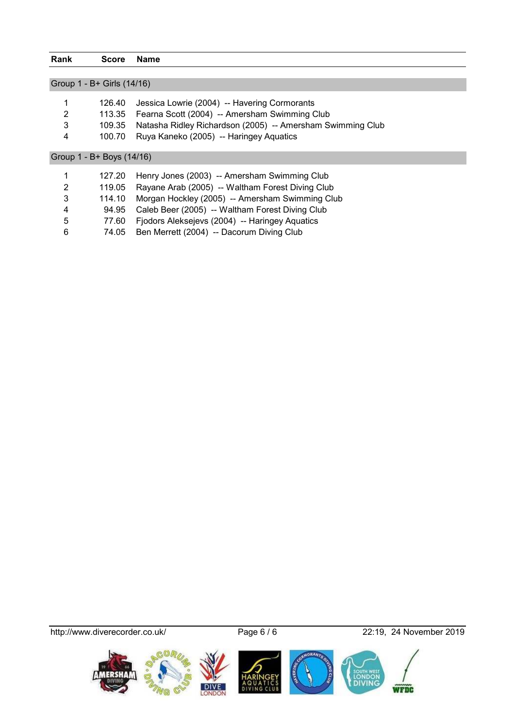| Rank | Score | Name |
|---|---|---|
| **Group 1 - B+ Girls (14/16)** | | |
| 1 | 126.40 | Jessica Lowrie (2004) -- Havering Cormorants |
| 2 | 113.35 | Fearna Scott (2004) -- Amersham Swimming Club |
| 3 | 109.35 | Natasha Ridley Richardson (2005) -- Amersham Swimming Club |
| 4 | 100.70 | Ruya Kaneko (2005) -- Haringey Aquatics |
| **Group 1 - B+ Boys (14/16)** | | |
| 1 | 127.20 | Henry Jones (2003) -- Amersham Swimming Club |
| 2 | 119.05 | Rayane Arab (2005) -- Waltham Forest Diving Club |
| 3 | 114.10 | Morgan Hockley (2005) -- Amersham Swimming Club |
| 4 | 94.95 | Caleb Beer (2005) -- Waltham Forest Diving Club |
| 5 | 77.60 | Fjodors Aleksejevs (2004) -- Haringey Aquatics |
| 6 | 74.05 | Ben Merrett (2004) -- Dacorum Diving Club |